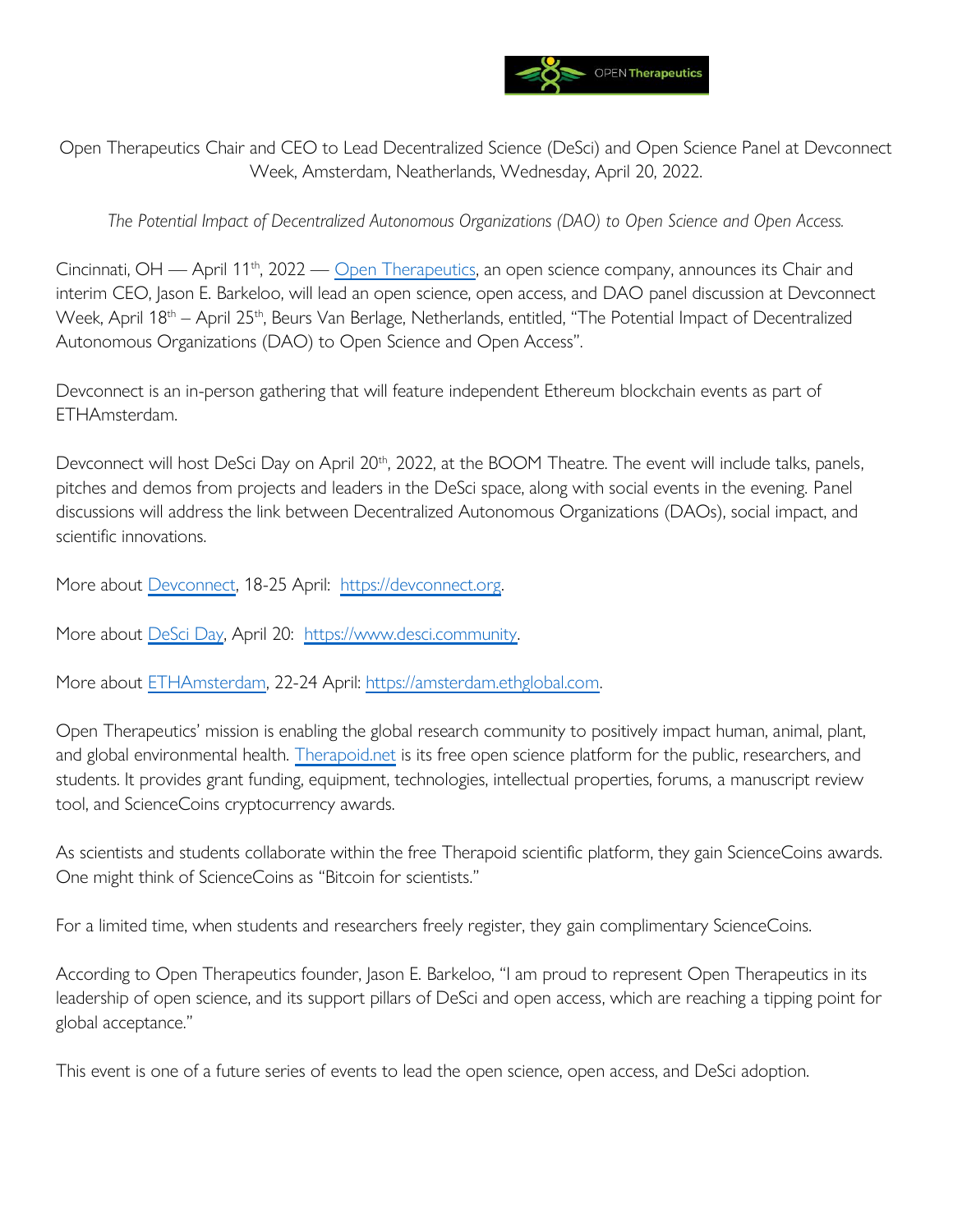Open Therapeutics Chair and CEO to Lead Decentralized Science (DeSci) and Open Science Panel at Devconnect Week, Amsterdam, Neatherlands, Wednesday, April 20, 2022.

*The Potential Impact of Decentralized Autonomous Organizations (DAO) to Open Science and Open Access.*

Cincinnati, OH — April 11th, 2022 — Open Therapeutics, an open science company, announces its Chair and interim CEO, Jason E. Barkeloo, will lead an open science, open access, and DAO panel discussion at Devconnect Week, April 18th – April 25th, Beurs Van Berlage, Netherlands, entitled, "The Potential Impact of Decentralized Autonomous Organizations (DAO) to Open Science and Open Access".

Devconnect is an in-person gathering that will feature independent Ethereum blockchain events as part of ETHAmsterdam.

Devconnect will host DeSci Day on April 20th, 2022, at the BOOM Theatre. The event will include talks, panels, pitches and demos from projects and leaders in the DeSci space, along with social events in the evening. Panel discussions will address the link between Decentralized Autonomous Organizations (DAOs), social impact, and scientific innovations.

More about Devconnect, 18-25 April: https://devconnect.org.

More about DeSci Day, April 20: https://www.desci.community.

More about ETHAmsterdam, 22-24 April: https://amsterdam.ethglobal.com.

Open Therapeutics' mission is enabling the global research community to positively impact human, animal, plant, and global environmental health. Therapoid.net is its free open science platform for the public, researchers, and students. It provides grant funding, equipment, technologies, intellectual properties, forums, a manuscript review tool, and ScienceCoins cryptocurrency awards.

As scientists and students collaborate within the free Therapoid scientific platform, they gain ScienceCoins awards. One might think of ScienceCoins as "Bitcoin for scientists."

For a limited time, when students and researchers freely register, they gain complimentary ScienceCoins.

According to Open Therapeutics founder, Jason E. Barkeloo, "I am proud to represent Open Therapeutics in its leadership of open science, and its support pillars of DeSci and open access, which are reaching a tipping point for global acceptance."

This event is one of a future series of events to lead the open science, open access, and DeSci adoption.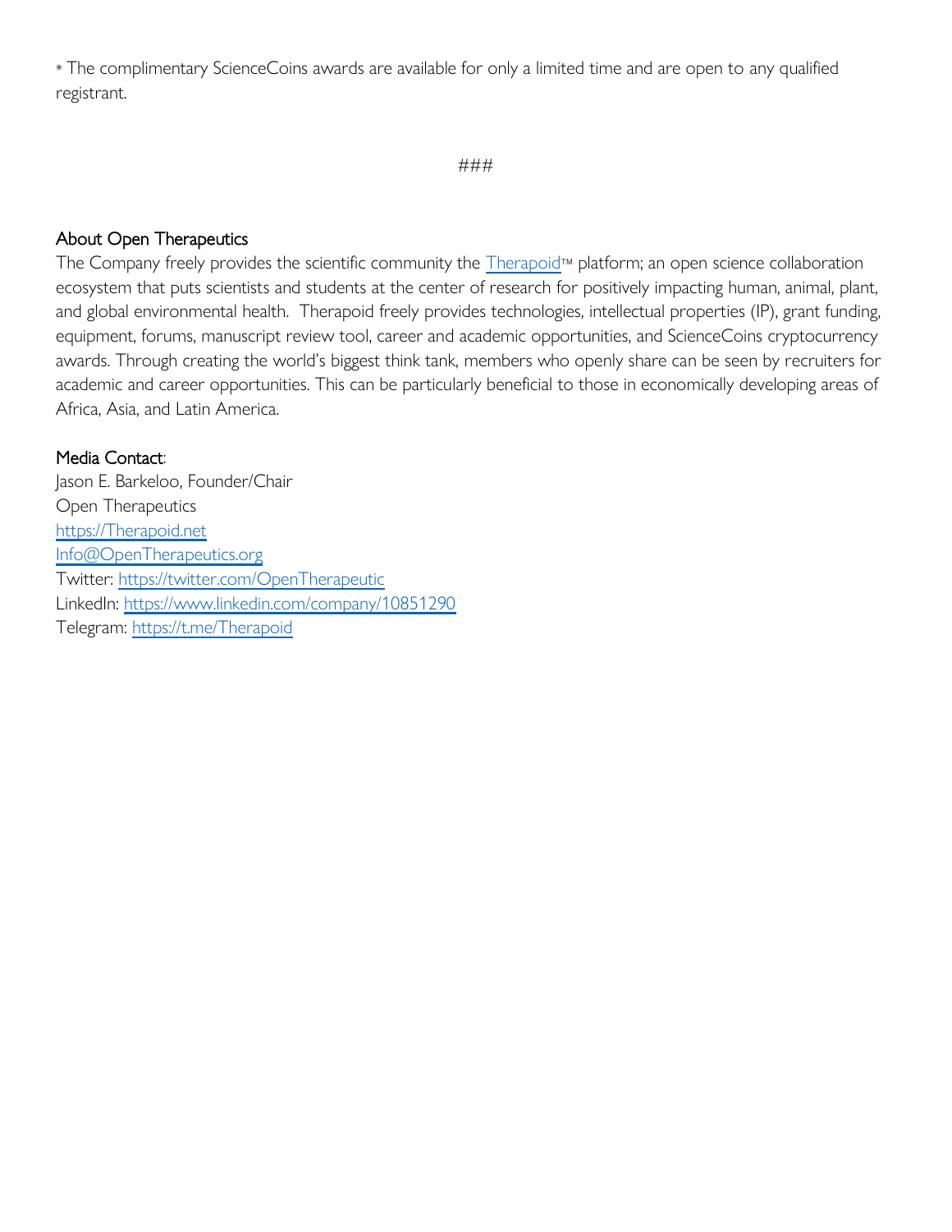* The complimentary ScienceCoins awards are available for only a limited time and are open to any qualified registrant.

###

**About Open Therapeutics**

The Company freely provides the scientific community the Therapoid™ platform; an open science collaboration ecosystem that puts scientists and students at the center of research for positively impacting human, animal, plant, and global environmental health. Therapoid freely provides technologies, intellectual properties (IP), grant funding, equipment, forums, manuscript review tool, career and academic opportunities, and ScienceCoins cryptocurrency awards. Through creating the world's biggest think tank, members who openly share can be seen by recruiters for academic and career opportunities. This can be particularly beneficial to those in economically developing areas of Africa, Asia, and Latin America.

**Media Contact**:

Jason E. Barkeloo, Founder/Chair  
Open Therapeutics  
https://Therapoid.net  
Info@OpenTherapeutics.org  
Twitter: https://twitter.com/OpenTherapeutic  
LinkedIn: https://www.linkedin.com/company/10851290  
Telegram: https://t.me/Therapoid